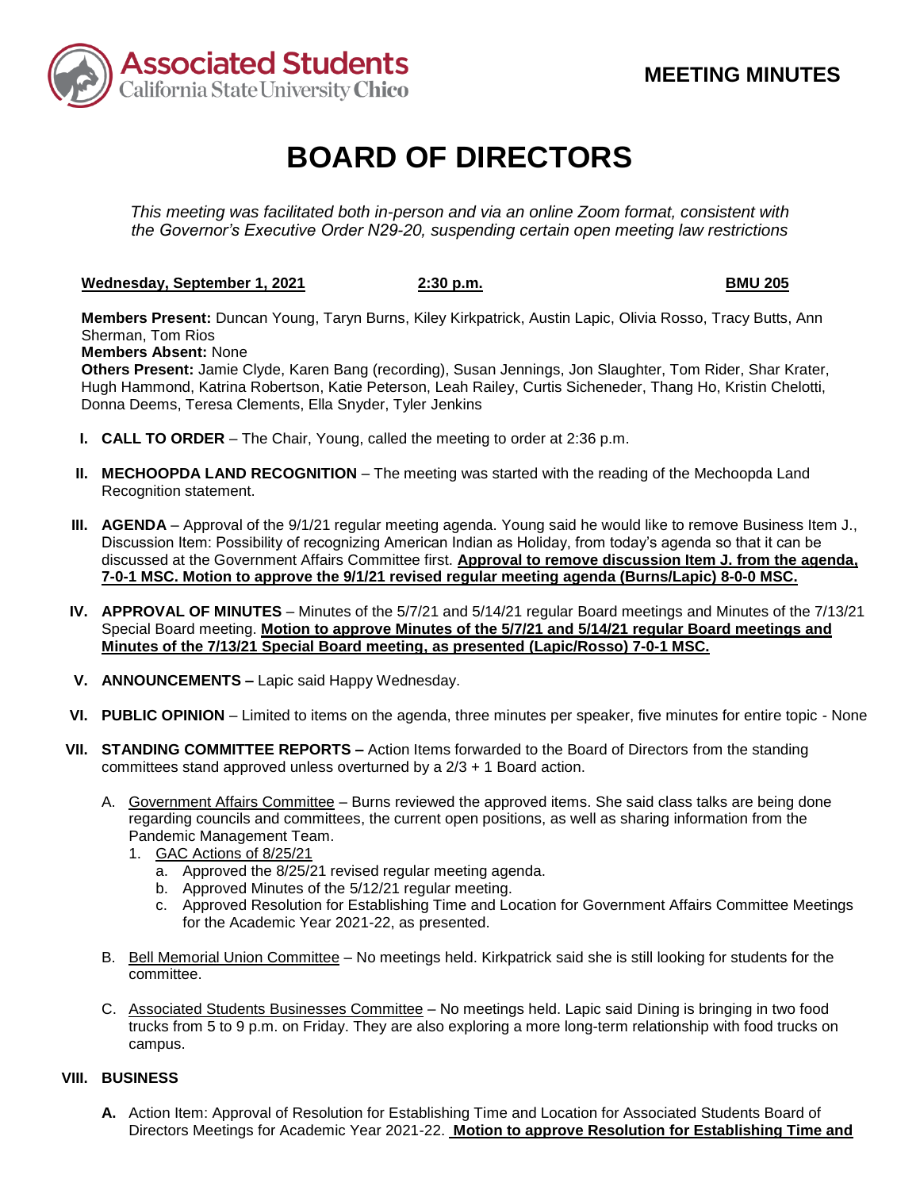**MEETING MINUTES**

# BOARD OF DIRECTORS

*This meeting was facilitated both in-person and via an online Zoom format, consistent with the Governor's Executive Order N29-20, suspending certain open meeting law restrictions*

**Wednesday, September 1, 2021** — **2:30 p.m.** — **BMU 205**

**Members Present:** Duncan Young, Taryn Burns, Kiley Kirkpatrick, Austin Lapic, Olivia Rosso, Tracy Butts, Ann Sherman, Tom Rios
**Members Absent:** None
**Others Present:** Jamie Clyde, Karen Bang (recording), Susan Jennings, Jon Slaughter, Tom Rider, Shar Krater, Hugh Hammond, Katrina Robertson, Katie Peterson, Leah Railey, Curtis Sicheneder, Thang Ho, Kristin Chelotti, Donna Deems, Teresa Clements, Ella Snyder, Tyler Jenkins

**I. CALL TO ORDER** – The Chair, Young, called the meeting to order at 2:36 p.m.

**II. MECHOOPDA LAND RECOGNITION** – The meeting was started with the reading of the Mechoopda Land Recognition statement.

**III. AGENDA** – Approval of the 9/1/21 regular meeting agenda. Young said he would like to remove Business Item J., Discussion Item: Possibility of recognizing American Indian as Holiday, from today's agenda so that it can be discussed at the Government Affairs Committee first. **Approval to remove discussion Item J. from the agenda, 7-0-1 MSC. Motion to approve the 9/1/21 revised regular meeting agenda (Burns/Lapic) 8-0-0 MSC.**

**IV. APPROVAL OF MINUTES** – Minutes of the 5/7/21 and 5/14/21 regular Board meetings and Minutes of the 7/13/21 Special Board meeting. **Motion to approve Minutes of the 5/7/21 and 5/14/21 regular Board meetings and Minutes of the 7/13/21 Special Board meeting, as presented (Lapic/Rosso) 7-0-1 MSC.**

**V. ANNOUNCEMENTS –** Lapic said Happy Wednesday.

**VI. PUBLIC OPINION** – Limited to items on the agenda, three minutes per speaker, five minutes for entire topic - None

**VII. STANDING COMMITTEE REPORTS –** Action Items forwarded to the Board of Directors from the standing committees stand approved unless overturned by a 2/3 + 1 Board action.

A. Government Affairs Committee – Burns reviewed the approved items. She said class talks are being done regarding councils and committees, the current open positions, as well as sharing information from the Pandemic Management Team.

1. GAC Actions of 8/25/21
   a. Approved the 8/25/21 revised regular meeting agenda.
   b. Approved Minutes of the 5/12/21 regular meeting.
   c. Approved Resolution for Establishing Time and Location for Government Affairs Committee Meetings for the Academic Year 2021-22, as presented.

B. Bell Memorial Union Committee – No meetings held. Kirkpatrick said she is still looking for students for the committee.

C. Associated Students Businesses Committee – No meetings held. Lapic said Dining is bringing in two food trucks from 5 to 9 p.m. on Friday. They are also exploring a more long-term relationship with food trucks on campus.

**VIII. BUSINESS**

**A.** Action Item: Approval of Resolution for Establishing Time and Location for Associated Students Board of Directors Meetings for Academic Year 2021-22. **Motion to approve Resolution for Establishing Time and**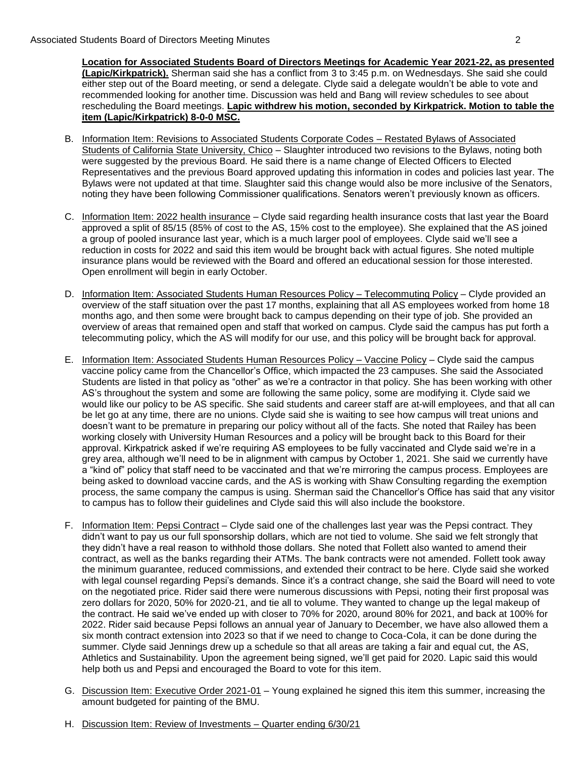**Location for Associated Students Board of Directors Meetings for Academic Year 2021-22, as presented (Lapic/Kirkpatrick).** Sherman said she has a conflict from 3 to 3:45 p.m. on Wednesdays. She said she could either step out of the Board meeting, or send a delegate. Clyde said a delegate wouldn't be able to vote and recommended looking for another time. Discussion was held and Bang will review schedules to see about rescheduling the Board meetings. **Lapic withdrew his motion, seconded by Kirkpatrick. Motion to table the item (Lapic/Kirkpatrick) 8-0-0 MSC.**

B. Information Item: Revisions to Associated Students Corporate Codes – Restated Bylaws of Associated Students of California State University, Chico – Slaughter introduced two revisions to the Bylaws, noting both were suggested by the previous Board. He said there is a name change of Elected Officers to Elected Representatives and the previous Board approved updating this information in codes and policies last year. The Bylaws were not updated at that time. Slaughter said this change would also be more inclusive of the Senators, noting they have been following Commissioner qualifications. Senators weren't previously known as officers.

C. Information Item: 2022 health insurance – Clyde said regarding health insurance costs that last year the Board approved a split of 85/15 (85% of cost to the AS, 15% cost to the employee). She explained that the AS joined a group of pooled insurance last year, which is a much larger pool of employees. Clyde said we'll see a reduction in costs for 2022 and said this item would be brought back with actual figures. She noted multiple insurance plans would be reviewed with the Board and offered an educational session for those interested. Open enrollment will begin in early October.

D. Information Item: Associated Students Human Resources Policy – Telecommuting Policy – Clyde provided an overview of the staff situation over the past 17 months, explaining that all AS employees worked from home 18 months ago, and then some were brought back to campus depending on their type of job. She provided an overview of areas that remained open and staff that worked on campus. Clyde said the campus has put forth a telecommuting policy, which the AS will modify for our use, and this policy will be brought back for approval.

E. Information Item: Associated Students Human Resources Policy – Vaccine Policy – Clyde said the campus vaccine policy came from the Chancellor's Office, which impacted the 23 campuses. She said the Associated Students are listed in that policy as "other" as we're a contractor in that policy. She has been working with other AS's throughout the system and some are following the same policy, some are modifying it. Clyde said we would like our policy to be AS specific. She said students and career staff are at-will employees, and that all can be let go at any time, there are no unions. Clyde said she is waiting to see how campus will treat unions and doesn't want to be premature in preparing our policy without all of the facts. She noted that Railey has been working closely with University Human Resources and a policy will be brought back to this Board for their approval. Kirkpatrick asked if we're requiring AS employees to be fully vaccinated and Clyde said we're in a grey area, although we'll need to be in alignment with campus by October 1, 2021. She said we currently have a "kind of" policy that staff need to be vaccinated and that we're mirroring the campus process. Employees are being asked to download vaccine cards, and the AS is working with Shaw Consulting regarding the exemption process, the same company the campus is using. Sherman said the Chancellor's Office has said that any visitor to campus has to follow their guidelines and Clyde said this will also include the bookstore.

F. Information Item: Pepsi Contract – Clyde said one of the challenges last year was the Pepsi contract. They didn't want to pay us our full sponsorship dollars, which are not tied to volume. She said we felt strongly that they didn't have a real reason to withhold those dollars. She noted that Follett also wanted to amend their contract, as well as the banks regarding their ATMs. The bank contracts were not amended. Follett took away the minimum guarantee, reduced commissions, and extended their contract to be here. Clyde said she worked with legal counsel regarding Pepsi's demands. Since it's a contract change, she said the Board will need to vote on the negotiated price. Rider said there were numerous discussions with Pepsi, noting their first proposal was zero dollars for 2020, 50% for 2020-21, and tie all to volume. They wanted to change up the legal makeup of the contract. He said we've ended up with closer to 70% for 2020, around 80% for 2021, and back at 100% for 2022. Rider said because Pepsi follows an annual year of January to December, we have also allowed them a six month contract extension into 2023 so that if we need to change to Coca-Cola, it can be done during the summer. Clyde said Jennings drew up a schedule so that all areas are taking a fair and equal cut, the AS, Athletics and Sustainability. Upon the agreement being signed, we'll get paid for 2020. Lapic said this would help both us and Pepsi and encouraged the Board to vote for this item.

G. Discussion Item: Executive Order 2021-01 – Young explained he signed this item this summer, increasing the amount budgeted for painting of the BMU.

H. Discussion Item: Review of Investments – Quarter ending 6/30/21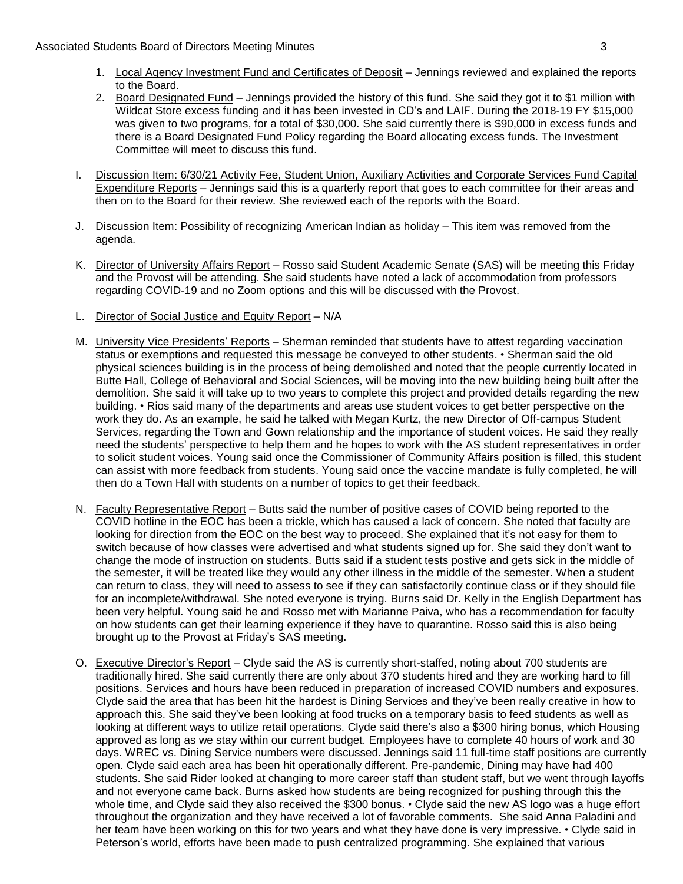1. Local Agency Investment Fund and Certificates of Deposit – Jennings reviewed and explained the reports to the Board.
2. Board Designated Fund – Jennings provided the history of this fund. She said they got it to $1 million with Wildcat Store excess funding and it has been invested in CD's and LAIF. During the 2018-19 FY $15,000 was given to two programs, for a total of $30,000. She said currently there is $90,000 in excess funds and there is a Board Designated Fund Policy regarding the Board allocating excess funds. The Investment Committee will meet to discuss this fund.

I. Discussion Item: 6/30/21 Activity Fee, Student Union, Auxiliary Activities and Corporate Services Fund Capital Expenditure Reports – Jennings said this is a quarterly report that goes to each committee for their areas and then on to the Board for their review. She reviewed each of the reports with the Board.

J. Discussion Item: Possibility of recognizing American Indian as holiday – This item was removed from the agenda.

K. Director of University Affairs Report – Rosso said Student Academic Senate (SAS) will be meeting this Friday and the Provost will be attending. She said students have noted a lack of accommodation from professors regarding COVID-19 and no Zoom options and this will be discussed with the Provost.

L. Director of Social Justice and Equity Report – N/A

M. University Vice Presidents' Reports – Sherman reminded that students have to attest regarding vaccination status or exemptions and requested this message be conveyed to other students. • Sherman said the old physical sciences building is in the process of being demolished and noted that the people currently located in Butte Hall, College of Behavioral and Social Sciences, will be moving into the new building being built after the demolition. She said it will take up to two years to complete this project and provided details regarding the new building. • Rios said many of the departments and areas use student voices to get better perspective on the work they do. As an example, he said he talked with Megan Kurtz, the new Director of Off-campus Student Services, regarding the Town and Gown relationship and the importance of student voices. He said they really need the students' perspective to help them and he hopes to work with the AS student representatives in order to solicit student voices. Young said once the Commissioner of Community Affairs position is filled, this student can assist with more feedback from students. Young said once the vaccine mandate is fully completed, he will then do a Town Hall with students on a number of topics to get their feedback.

N. Faculty Representative Report – Butts said the number of positive cases of COVID being reported to the COVID hotline in the EOC has been a trickle, which has caused a lack of concern. She noted that faculty are looking for direction from the EOC on the best way to proceed. She explained that it's not easy for them to switch because of how classes were advertised and what students signed up for. She said they don't want to change the mode of instruction on students. Butts said if a student tests postive and gets sick in the middle of the semester, it will be treated like they would any other illness in the middle of the semester. When a student can return to class, they will need to assess to see if they can satisfactorily continue class or if they should file for an incomplete/withdrawal. She noted everyone is trying. Burns said Dr. Kelly in the English Department has been very helpful. Young said he and Rosso met with Marianne Paiva, who has a recommendation for faculty on how students can get their learning experience if they have to quarantine. Rosso said this is also being brought up to the Provost at Friday's SAS meeting.

O. Executive Director's Report – Clyde said the AS is currently short-staffed, noting about 700 students are traditionally hired. She said currently there are only about 370 students hired and they are working hard to fill positions. Services and hours have been reduced in preparation of increased COVID numbers and exposures. Clyde said the area that has been hit the hardest is Dining Services and they've been really creative in how to approach this. She said they've been looking at food trucks on a temporary basis to feed students as well as looking at different ways to utilize retail operations. Clyde said there's also a $300 hiring bonus, which Housing approved as long as we stay within our current budget. Employees have to complete 40 hours of work and 30 days. WREC vs. Dining Service numbers were discussed. Jennings said 11 full-time staff positions are currently open. Clyde said each area has been hit operationally different. Pre-pandemic, Dining may have had 400 students. She said Rider looked at changing to more career staff than student staff, but we went through layoffs and not everyone came back. Burns asked how students are being recognized for pushing through this the whole time, and Clyde said they also received the $300 bonus. • Clyde said the new AS logo was a huge effort throughout the organization and they have received a lot of favorable comments. She said Anna Paladini and her team have been working on this for two years and what they have done is very impressive. • Clyde said in Peterson's world, efforts have been made to push centralized programming. She explained that various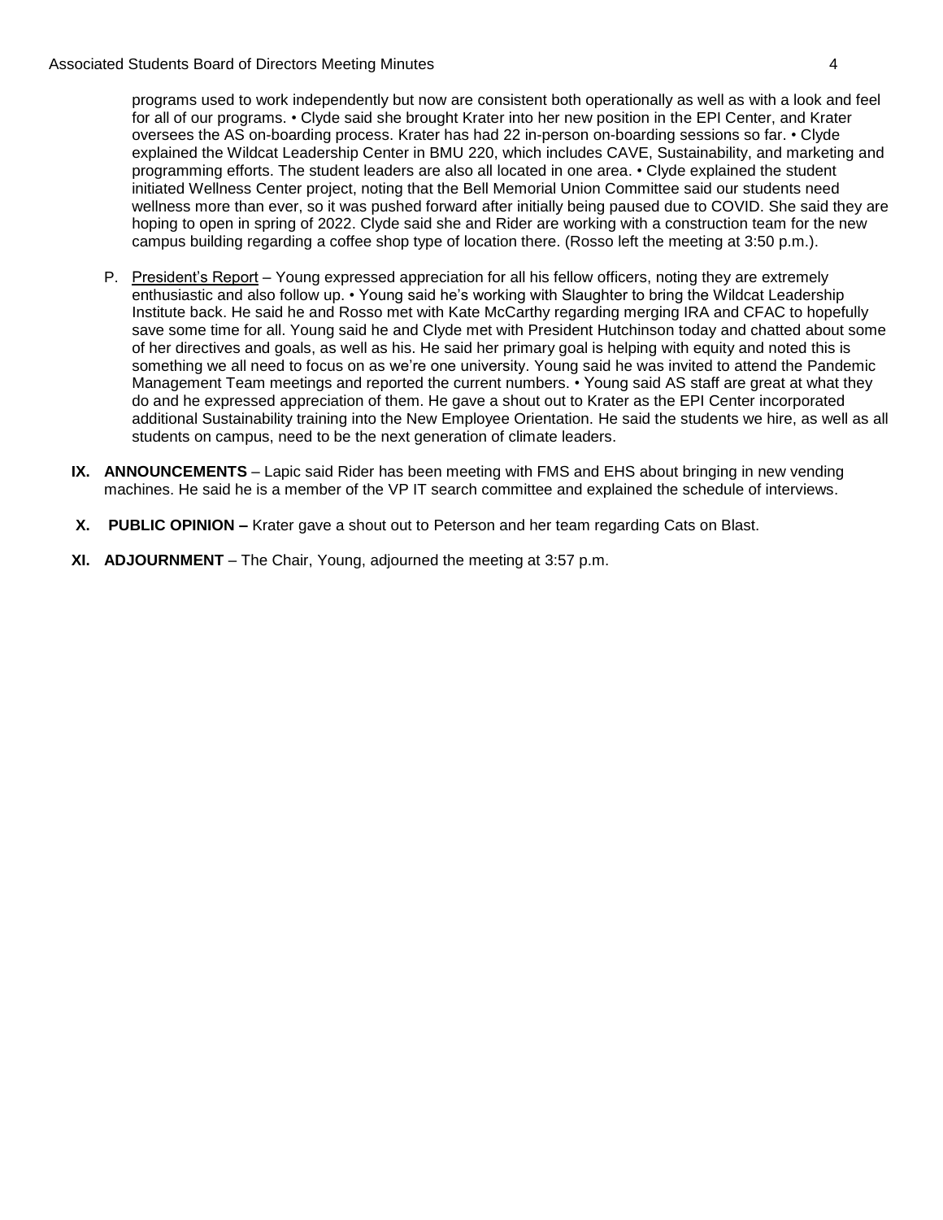programs used to work independently but now are consistent both operationally as well as with a look and feel for all of our programs. • Clyde said she brought Krater into her new position in the EPI Center, and Krater oversees the AS on-boarding process. Krater has had 22 in-person on-boarding sessions so far. • Clyde explained the Wildcat Leadership Center in BMU 220, which includes CAVE, Sustainability, and marketing and programming efforts. The student leaders are also all located in one area. • Clyde explained the student initiated Wellness Center project, noting that the Bell Memorial Union Committee said our students need wellness more than ever, so it was pushed forward after initially being paused due to COVID. She said they are hoping to open in spring of 2022. Clyde said she and Rider are working with a construction team for the new campus building regarding a coffee shop type of location there. (Rosso left the meeting at 3:50 p.m.).

P. President's Report – Young expressed appreciation for all his fellow officers, noting they are extremely enthusiastic and also follow up. • Young said he's working with Slaughter to bring the Wildcat Leadership Institute back. He said he and Rosso met with Kate McCarthy regarding merging IRA and CFAC to hopefully save some time for all. Young said he and Clyde met with President Hutchinson today and chatted about some of her directives and goals, as well as his. He said her primary goal is helping with equity and noted this is something we all need to focus on as we're one university. Young said he was invited to attend the Pandemic Management Team meetings and reported the current numbers. • Young said AS staff are great at what they do and he expressed appreciation of them. He gave a shout out to Krater as the EPI Center incorporated additional Sustainability training into the New Employee Orientation. He said the students we hire, as well as all students on campus, need to be the next generation of climate leaders.

**IX. ANNOUNCEMENTS** – Lapic said Rider has been meeting with FMS and EHS about bringing in new vending machines. He said he is a member of the VP IT search committee and explained the schedule of interviews.

**X. PUBLIC OPINION –** Krater gave a shout out to Peterson and her team regarding Cats on Blast.

**XI. ADJOURNMENT** – The Chair, Young, adjourned the meeting at 3:57 p.m.